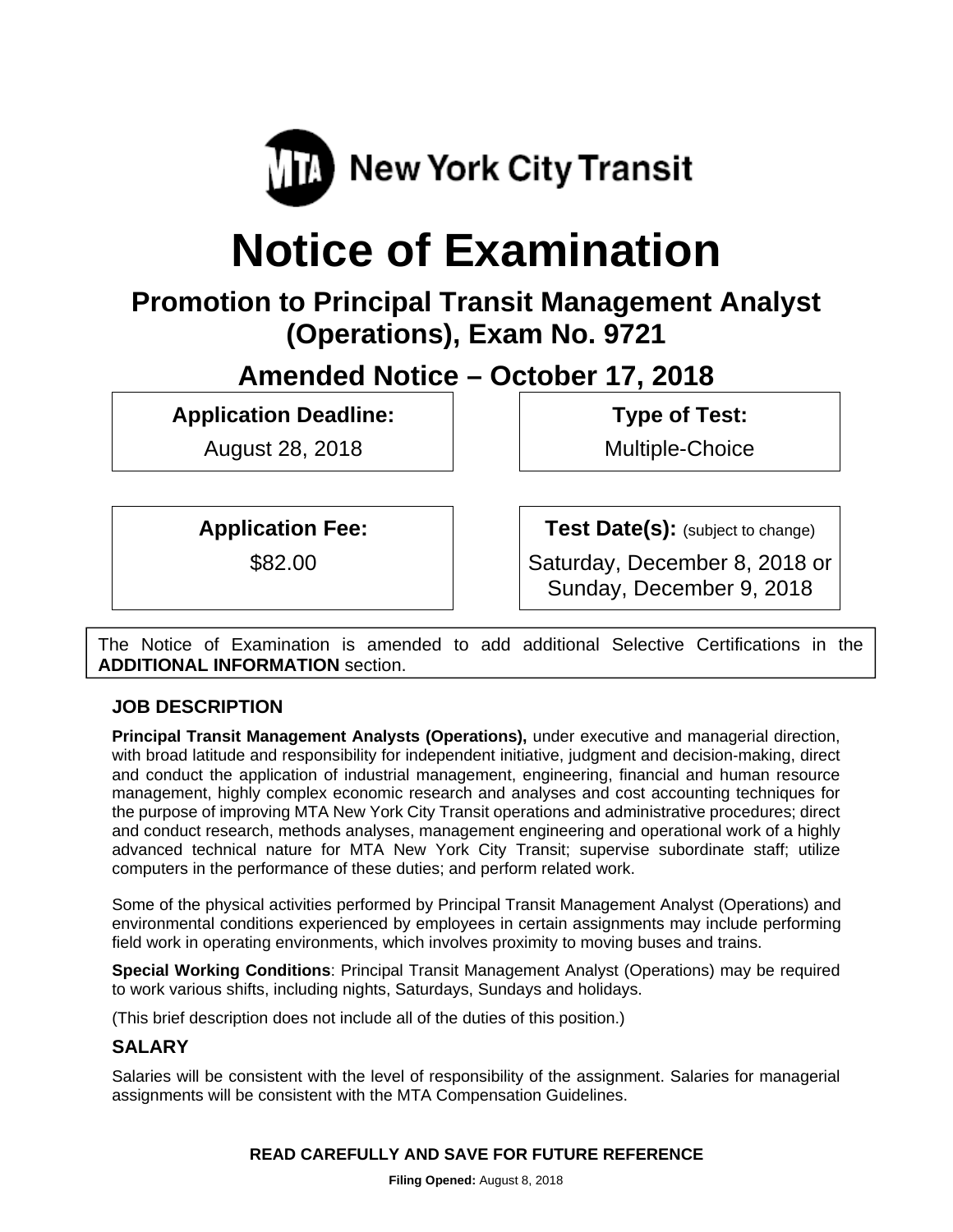MTA New York City Transit

# Notice of Examination

## Promotion to Principal Transit Management Analyst (Operations), Exam No. 9721

## Amended Notice – October 17, 2018

| **Application Deadline:** | **Type of Test:** |
| --- | --- |
| August 28, 2018 | Multiple-Choice |
| **Application Fee:** | **Test Date(s):** (subject to change) |
| $82.00 | Saturday, December 8, 2018 or Sunday, December 9, 2018 |

The Notice of Examination is amended to add additional Selective Certifications in the **ADDITIONAL INFORMATION** section.

### JOB DESCRIPTION

**Principal Transit Management Analysts (Operations),** under executive and managerial direction, with broad latitude and responsibility for independent initiative, judgment and decision-making, direct and conduct the application of industrial management, engineering, financial and human resource management, highly complex economic research and analyses and cost accounting techniques for the purpose of improving MTA New York City Transit operations and administrative procedures; direct and conduct research, methods analyses, management engineering and operational work of a highly advanced technical nature for MTA New York City Transit; supervise subordinate staff; utilize computers in the performance of these duties; and perform related work.

Some of the physical activities performed by Principal Transit Management Analyst (Operations) and environmental conditions experienced by employees in certain assignments may include performing field work in operating environments, which involves proximity to moving buses and trains.

**Special Working Conditions**: Principal Transit Management Analyst (Operations) may be required to work various shifts, including nights, Saturdays, Sundays and holidays.

(This brief description does not include all of the duties of this position.)

### SALARY

Salaries will be consistent with the level of responsibility of the assignment. Salaries for managerial assignments will be consistent with the MTA Compensation Guidelines.

**READ CAREFULLY AND SAVE FOR FUTURE REFERENCE**

**Filing Opened:** August 8, 2018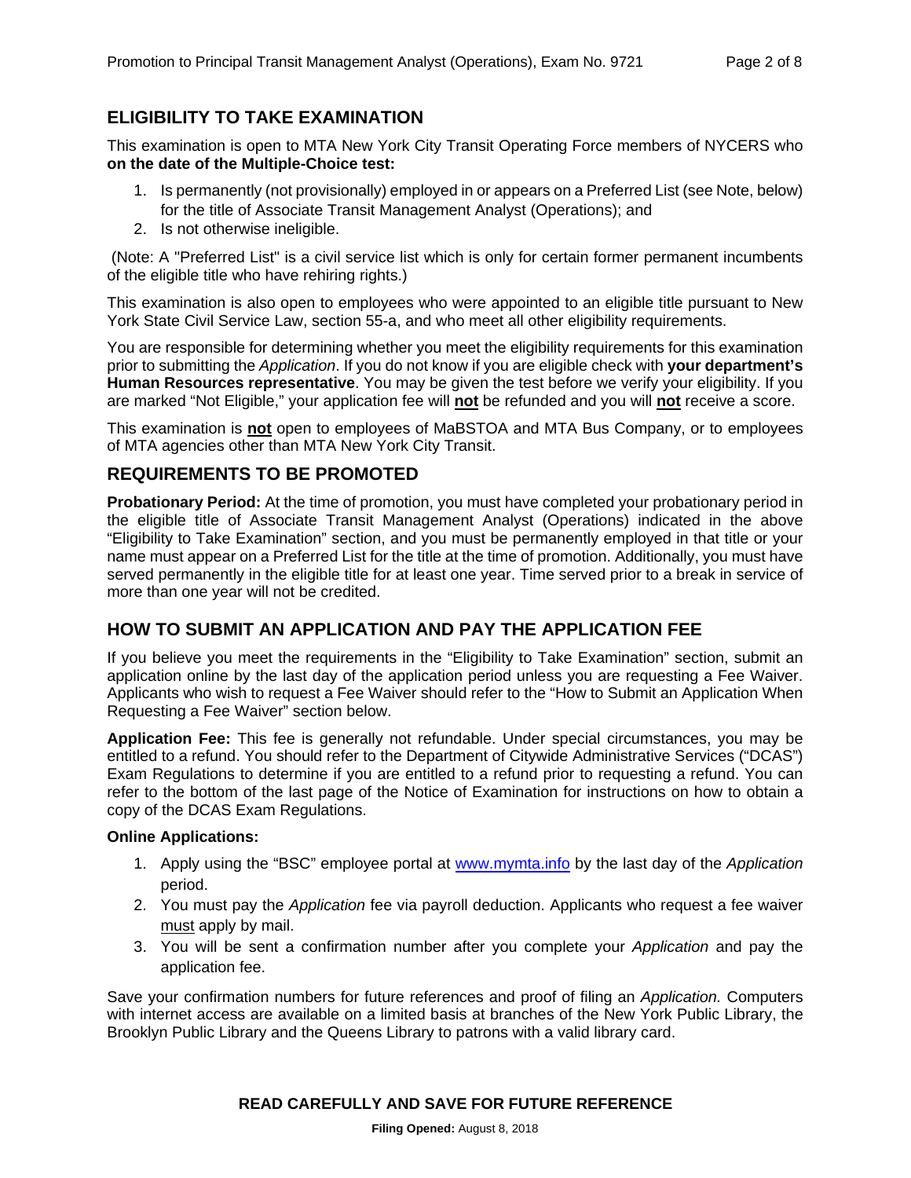## ELIGIBILITY TO TAKE EXAMINATION

This examination is open to MTA New York City Transit Operating Force members of NYCERS who **on the date of the Multiple-Choice test:**

1. Is permanently (not provisionally) employed in or appears on a Preferred List (see Note, below) for the title of Associate Transit Management Analyst (Operations); and
2. Is not otherwise ineligible.

(Note: A "Preferred List" is a civil service list which is only for certain former permanent incumbents of the eligible title who have rehiring rights.)

This examination is also open to employees who were appointed to an eligible title pursuant to New York State Civil Service Law, section 55-a, and who meet all other eligibility requirements.

You are responsible for determining whether you meet the eligibility requirements for this examination prior to submitting the *Application*. If you do not know if you are eligible check with **your department's Human Resources representative**. You may be given the test before we verify your eligibility. If you are marked "Not Eligible," your application fee will **not** be refunded and you will **not** receive a score.

This examination is **not** open to employees of MaBSTOA and MTA Bus Company, or to employees of MTA agencies other than MTA New York City Transit.

## REQUIREMENTS TO BE PROMOTED

**Probationary Period:** At the time of promotion, you must have completed your probationary period in the eligible title of Associate Transit Management Analyst (Operations) indicated in the above "Eligibility to Take Examination" section, and you must be permanently employed in that title or your name must appear on a Preferred List for the title at the time of promotion. Additionally, you must have served permanently in the eligible title for at least one year. Time served prior to a break in service of more than one year will not be credited.

## HOW TO SUBMIT AN APPLICATION AND PAY THE APPLICATION FEE

If you believe you meet the requirements in the "Eligibility to Take Examination" section, submit an application online by the last day of the application period unless you are requesting a Fee Waiver. Applicants who wish to request a Fee Waiver should refer to the "How to Submit an Application When Requesting a Fee Waiver" section below.

**Application Fee:** This fee is generally not refundable. Under special circumstances, you may be entitled to a refund. You should refer to the Department of Citywide Administrative Services ("DCAS") Exam Regulations to determine if you are entitled to a refund prior to requesting a refund. You can refer to the bottom of the last page of the Notice of Examination for instructions on how to obtain a copy of the DCAS Exam Regulations.

**Online Applications:**

1. Apply using the "BSC" employee portal at www.mymta.info by the last day of the *Application* period.
2. You must pay the *Application* fee via payroll deduction. Applicants who request a fee waiver must apply by mail.
3. You will be sent a confirmation number after you complete your *Application* and pay the application fee.

Save your confirmation numbers for future references and proof of filing an *Application.* Computers with internet access are available on a limited basis at branches of the New York Public Library, the Brooklyn Public Library and the Queens Library to patrons with a valid library card.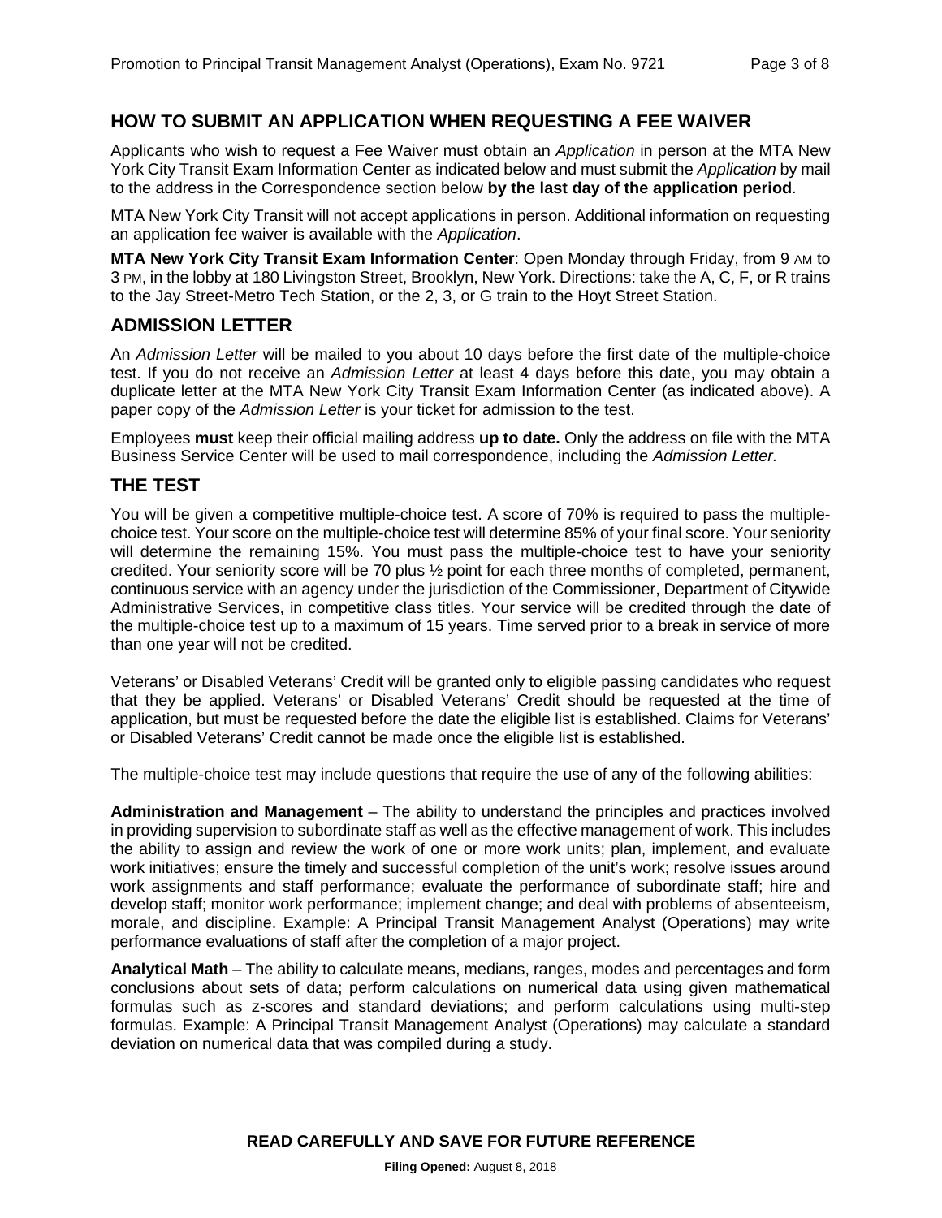## HOW TO SUBMIT AN APPLICATION WHEN REQUESTING A FEE WAIVER

Applicants who wish to request a Fee Waiver must obtain an *Application* in person at the MTA New York City Transit Exam Information Center as indicated below and must submit the *Application* by mail to the address in the Correspondence section below **by the last day of the application period**.

MTA New York City Transit will not accept applications in person. Additional information on requesting an application fee waiver is available with the *Application*.

**MTA New York City Transit Exam Information Center**: Open Monday through Friday, from 9 AM to 3 PM, in the lobby at 180 Livingston Street, Brooklyn, New York. Directions: take the A, C, F, or R trains to the Jay Street-Metro Tech Station, or the 2, 3, or G train to the Hoyt Street Station.

## ADMISSION LETTER

An *Admission Letter* will be mailed to you about 10 days before the first date of the multiple-choice test. If you do not receive an *Admission Letter* at least 4 days before this date, you may obtain a duplicate letter at the MTA New York City Transit Exam Information Center (as indicated above). A paper copy of the *Admission Letter* is your ticket for admission to the test.

Employees **must** keep their official mailing address **up to date.** Only the address on file with the MTA Business Service Center will be used to mail correspondence, including the *Admission Letter.*

## THE TEST

You will be given a competitive multiple-choice test. A score of 70% is required to pass the multiple-choice test. Your score on the multiple-choice test will determine 85% of your final score. Your seniority will determine the remaining 15%. You must pass the multiple-choice test to have your seniority credited. Your seniority score will be 70 plus ½ point for each three months of completed, permanent, continuous service with an agency under the jurisdiction of the Commissioner, Department of Citywide Administrative Services, in competitive class titles. Your service will be credited through the date of the multiple-choice test up to a maximum of 15 years. Time served prior to a break in service of more than one year will not be credited.

Veterans' or Disabled Veterans' Credit will be granted only to eligible passing candidates who request that they be applied. Veterans' or Disabled Veterans' Credit should be requested at the time of application, but must be requested before the date the eligible list is established. Claims for Veterans' or Disabled Veterans' Credit cannot be made once the eligible list is established.

The multiple-choice test may include questions that require the use of any of the following abilities:

**Administration and Management** – The ability to understand the principles and practices involved in providing supervision to subordinate staff as well as the effective management of work. This includes the ability to assign and review the work of one or more work units; plan, implement, and evaluate work initiatives; ensure the timely and successful completion of the unit's work; resolve issues around work assignments and staff performance; evaluate the performance of subordinate staff; hire and develop staff; monitor work performance; implement change; and deal with problems of absenteeism, morale, and discipline. Example: A Principal Transit Management Analyst (Operations) may write performance evaluations of staff after the completion of a major project.

**Analytical Math** – The ability to calculate means, medians, ranges, modes and percentages and form conclusions about sets of data; perform calculations on numerical data using given mathematical formulas such as z-scores and standard deviations; and perform calculations using multi-step formulas. Example: A Principal Transit Management Analyst (Operations) may calculate a standard deviation on numerical data that was compiled during a study.

**READ CAREFULLY AND SAVE FOR FUTURE REFERENCE**

**Filing Opened:** August 8, 2018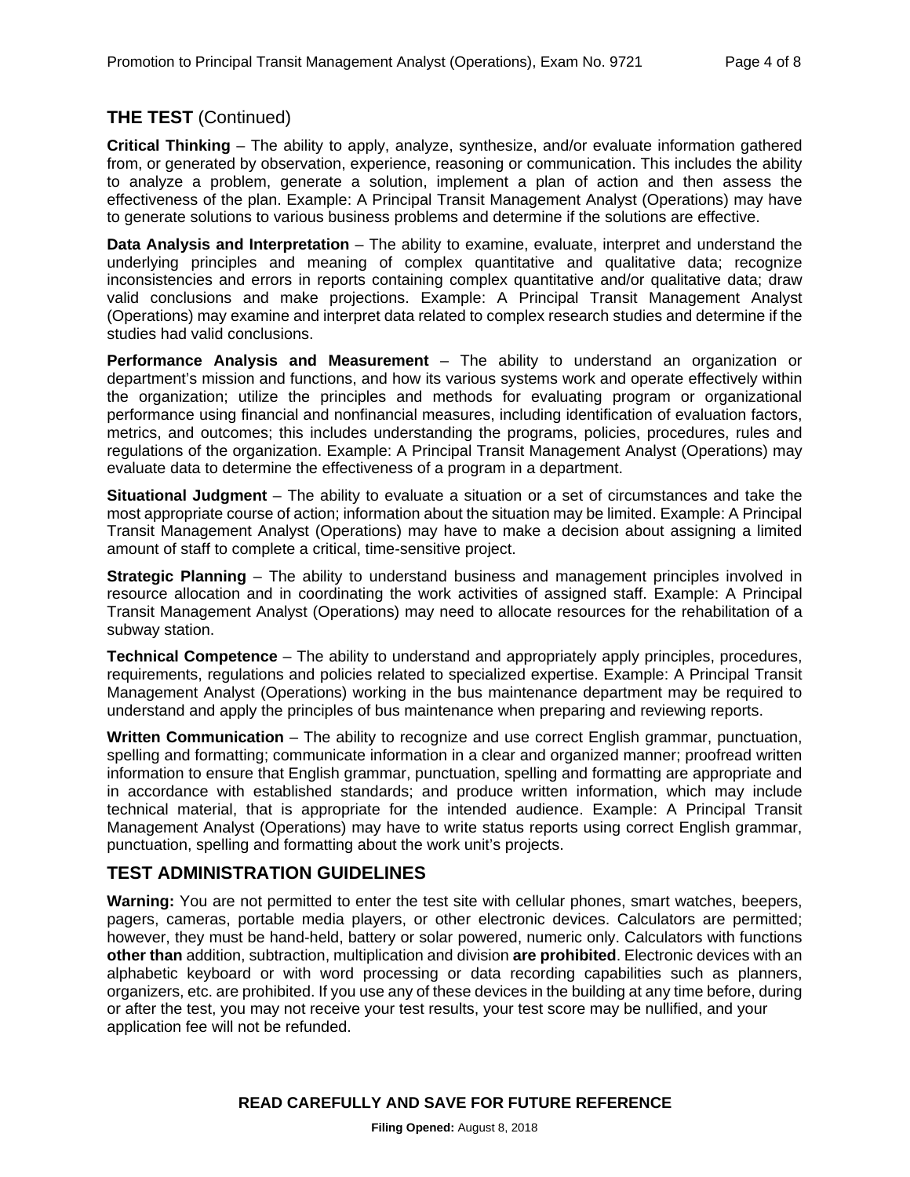## THE TEST (Continued)

**Critical Thinking** – The ability to apply, analyze, synthesize, and/or evaluate information gathered from, or generated by observation, experience, reasoning or communication. This includes the ability to analyze a problem, generate a solution, implement a plan of action and then assess the effectiveness of the plan. Example: A Principal Transit Management Analyst (Operations) may have to generate solutions to various business problems and determine if the solutions are effective.

**Data Analysis and Interpretation** – The ability to examine, evaluate, interpret and understand the underlying principles and meaning of complex quantitative and qualitative data; recognize inconsistencies and errors in reports containing complex quantitative and/or qualitative data; draw valid conclusions and make projections. Example: A Principal Transit Management Analyst (Operations) may examine and interpret data related to complex research studies and determine if the studies had valid conclusions.

**Performance Analysis and Measurement** – The ability to understand an organization or department's mission and functions, and how its various systems work and operate effectively within the organization; utilize the principles and methods for evaluating program or organizational performance using financial and nonfinancial measures, including identification of evaluation factors, metrics, and outcomes; this includes understanding the programs, policies, procedures, rules and regulations of the organization. Example: A Principal Transit Management Analyst (Operations) may evaluate data to determine the effectiveness of a program in a department.

**Situational Judgment** – The ability to evaluate a situation or a set of circumstances and take the most appropriate course of action; information about the situation may be limited. Example: A Principal Transit Management Analyst (Operations) may have to make a decision about assigning a limited amount of staff to complete a critical, time-sensitive project.

**Strategic Planning** – The ability to understand business and management principles involved in resource allocation and in coordinating the work activities of assigned staff. Example: A Principal Transit Management Analyst (Operations) may need to allocate resources for the rehabilitation of a subway station.

**Technical Competence** – The ability to understand and appropriately apply principles, procedures, requirements, regulations and policies related to specialized expertise. Example: A Principal Transit Management Analyst (Operations) working in the bus maintenance department may be required to understand and apply the principles of bus maintenance when preparing and reviewing reports.

**Written Communication** – The ability to recognize and use correct English grammar, punctuation, spelling and formatting; communicate information in a clear and organized manner; proofread written information to ensure that English grammar, punctuation, spelling and formatting are appropriate and in accordance with established standards; and produce written information, which may include technical material, that is appropriate for the intended audience. Example: A Principal Transit Management Analyst (Operations) may have to write status reports using correct English grammar, punctuation, spelling and formatting about the work unit's projects.

## TEST ADMINISTRATION GUIDELINES

**Warning:** You are not permitted to enter the test site with cellular phones, smart watches, beepers, pagers, cameras, portable media players, or other electronic devices. Calculators are permitted; however, they must be hand-held, battery or solar powered, numeric only. Calculators with functions **other than** addition, subtraction, multiplication and division **are prohibited**. Electronic devices with an alphabetic keyboard or with word processing or data recording capabilities such as planners, organizers, etc. are prohibited. If you use any of these devices in the building at any time before, during or after the test, you may not receive your test results, your test score may be nullified, and your application fee will not be refunded.

**READ CAREFULLY AND SAVE FOR FUTURE REFERENCE**

**Filing Opened:** August 8, 2018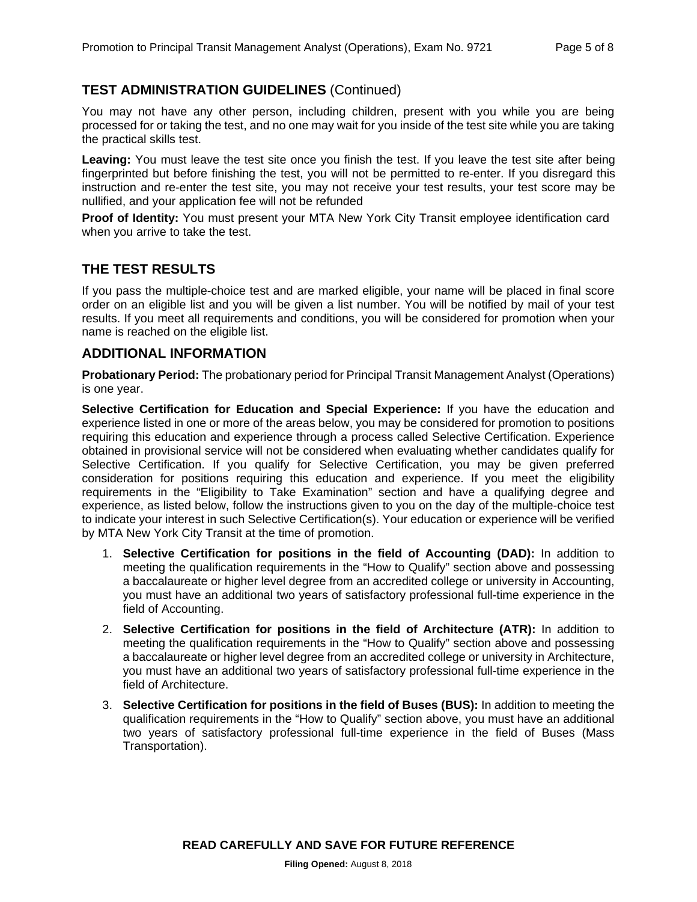## TEST ADMINISTRATION GUIDELINES (Continued)

You may not have any other person, including children, present with you while you are being processed for or taking the test, and no one may wait for you inside of the test site while you are taking the practical skills test.

**Leaving:** You must leave the test site once you finish the test. If you leave the test site after being fingerprinted but before finishing the test, you will not be permitted to re-enter. If you disregard this instruction and re-enter the test site, you may not receive your test results, your test score may be nullified, and your application fee will not be refunded

**Proof of Identity:** You must present your MTA New York City Transit employee identification card when you arrive to take the test.

## THE TEST RESULTS

If you pass the multiple-choice test and are marked eligible, your name will be placed in final score order on an eligible list and you will be given a list number. You will be notified by mail of your test results. If you meet all requirements and conditions, you will be considered for promotion when your name is reached on the eligible list.

## ADDITIONAL INFORMATION

**Probationary Period:** The probationary period for Principal Transit Management Analyst (Operations) is one year.

**Selective Certification for Education and Special Experience:** If you have the education and experience listed in one or more of the areas below, you may be considered for promotion to positions requiring this education and experience through a process called Selective Certification. Experience obtained in provisional service will not be considered when evaluating whether candidates qualify for Selective Certification. If you qualify for Selective Certification, you may be given preferred consideration for positions requiring this education and experience. If you meet the eligibility requirements in the "Eligibility to Take Examination" section and have a qualifying degree and experience, as listed below, follow the instructions given to you on the day of the multiple-choice test to indicate your interest in such Selective Certification(s). Your education or experience will be verified by MTA New York City Transit at the time of promotion.

1. **Selective Certification for positions in the field of Accounting (DAD):** In addition to meeting the qualification requirements in the "How to Qualify" section above and possessing a baccalaureate or higher level degree from an accredited college or university in Accounting, you must have an additional two years of satisfactory professional full-time experience in the field of Accounting.
2. **Selective Certification for positions in the field of Architecture (ATR):** In addition to meeting the qualification requirements in the "How to Qualify" section above and possessing a baccalaureate or higher level degree from an accredited college or university in Architecture, you must have an additional two years of satisfactory professional full-time experience in the field of Architecture.
3. **Selective Certification for positions in the field of Buses (BUS):** In addition to meeting the qualification requirements in the "How to Qualify" section above, you must have an additional two years of satisfactory professional full-time experience in the field of Buses (Mass Transportation).

**READ CAREFULLY AND SAVE FOR FUTURE REFERENCE**

**Filing Opened:** August 8, 2018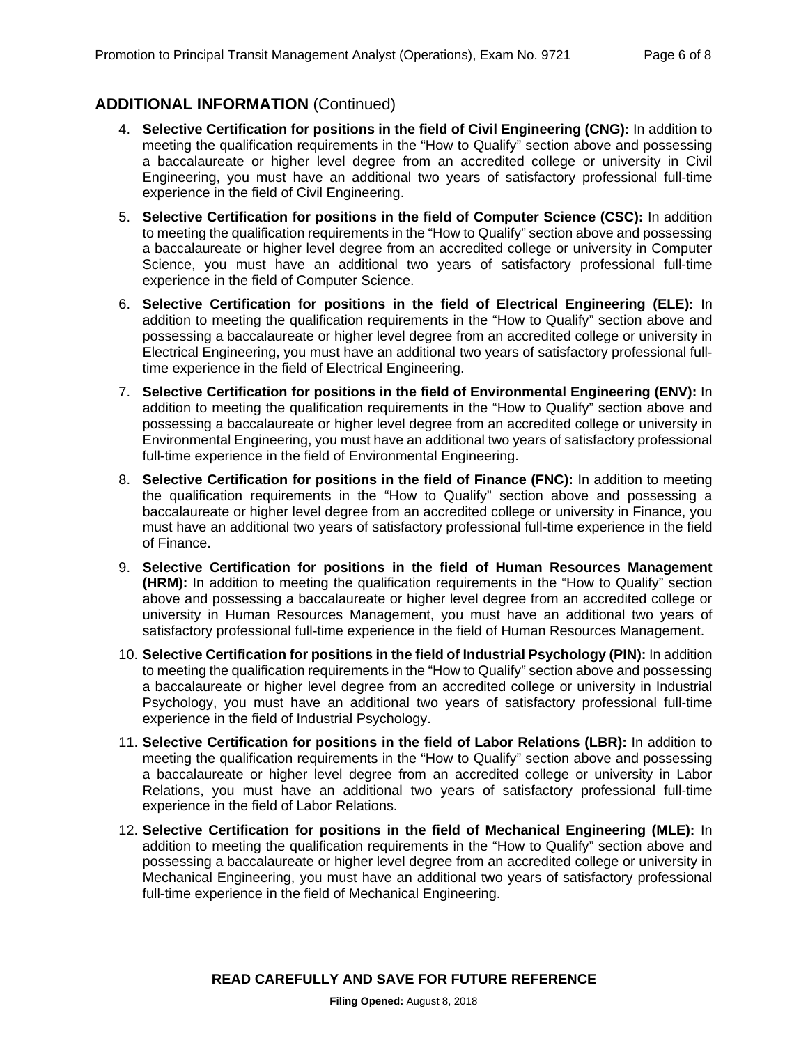## ADDITIONAL INFORMATION (Continued)

4. **Selective Certification for positions in the field of Civil Engineering (CNG):** In addition to meeting the qualification requirements in the "How to Qualify" section above and possessing a baccalaureate or higher level degree from an accredited college or university in Civil Engineering, you must have an additional two years of satisfactory professional full-time experience in the field of Civil Engineering.

5. **Selective Certification for positions in the field of Computer Science (CSC):** In addition to meeting the qualification requirements in the "How to Qualify" section above and possessing a baccalaureate or higher level degree from an accredited college or university in Computer Science, you must have an additional two years of satisfactory professional full-time experience in the field of Computer Science.

6. **Selective Certification for positions in the field of Electrical Engineering (ELE):** In addition to meeting the qualification requirements in the "How to Qualify" section above and possessing a baccalaureate or higher level degree from an accredited college or university in Electrical Engineering, you must have an additional two years of satisfactory professional full-time experience in the field of Electrical Engineering.

7. **Selective Certification for positions in the field of Environmental Engineering (ENV):** In addition to meeting the qualification requirements in the "How to Qualify" section above and possessing a baccalaureate or higher level degree from an accredited college or university in Environmental Engineering, you must have an additional two years of satisfactory professional full-time experience in the field of Environmental Engineering.

8. **Selective Certification for positions in the field of Finance (FNC):** In addition to meeting the qualification requirements in the "How to Qualify" section above and possessing a baccalaureate or higher level degree from an accredited college or university in Finance, you must have an additional two years of satisfactory professional full-time experience in the field of Finance.

9. **Selective Certification for positions in the field of Human Resources Management (HRM):** In addition to meeting the qualification requirements in the "How to Qualify" section above and possessing a baccalaureate or higher level degree from an accredited college or university in Human Resources Management, you must have an additional two years of satisfactory professional full-time experience in the field of Human Resources Management.

10. **Selective Certification for positions in the field of Industrial Psychology (PIN):** In addition to meeting the qualification requirements in the "How to Qualify" section above and possessing a baccalaureate or higher level degree from an accredited college or university in Industrial Psychology, you must have an additional two years of satisfactory professional full-time experience in the field of Industrial Psychology.

11. **Selective Certification for positions in the field of Labor Relations (LBR):** In addition to meeting the qualification requirements in the "How to Qualify" section above and possessing a baccalaureate or higher level degree from an accredited college or university in Labor Relations, you must have an additional two years of satisfactory professional full-time experience in the field of Labor Relations.

12. **Selective Certification for positions in the field of Mechanical Engineering (MLE):** In addition to meeting the qualification requirements in the "How to Qualify" section above and possessing a baccalaureate or higher level degree from an accredited college or university in Mechanical Engineering, you must have an additional two years of satisfactory professional full-time experience in the field of Mechanical Engineering.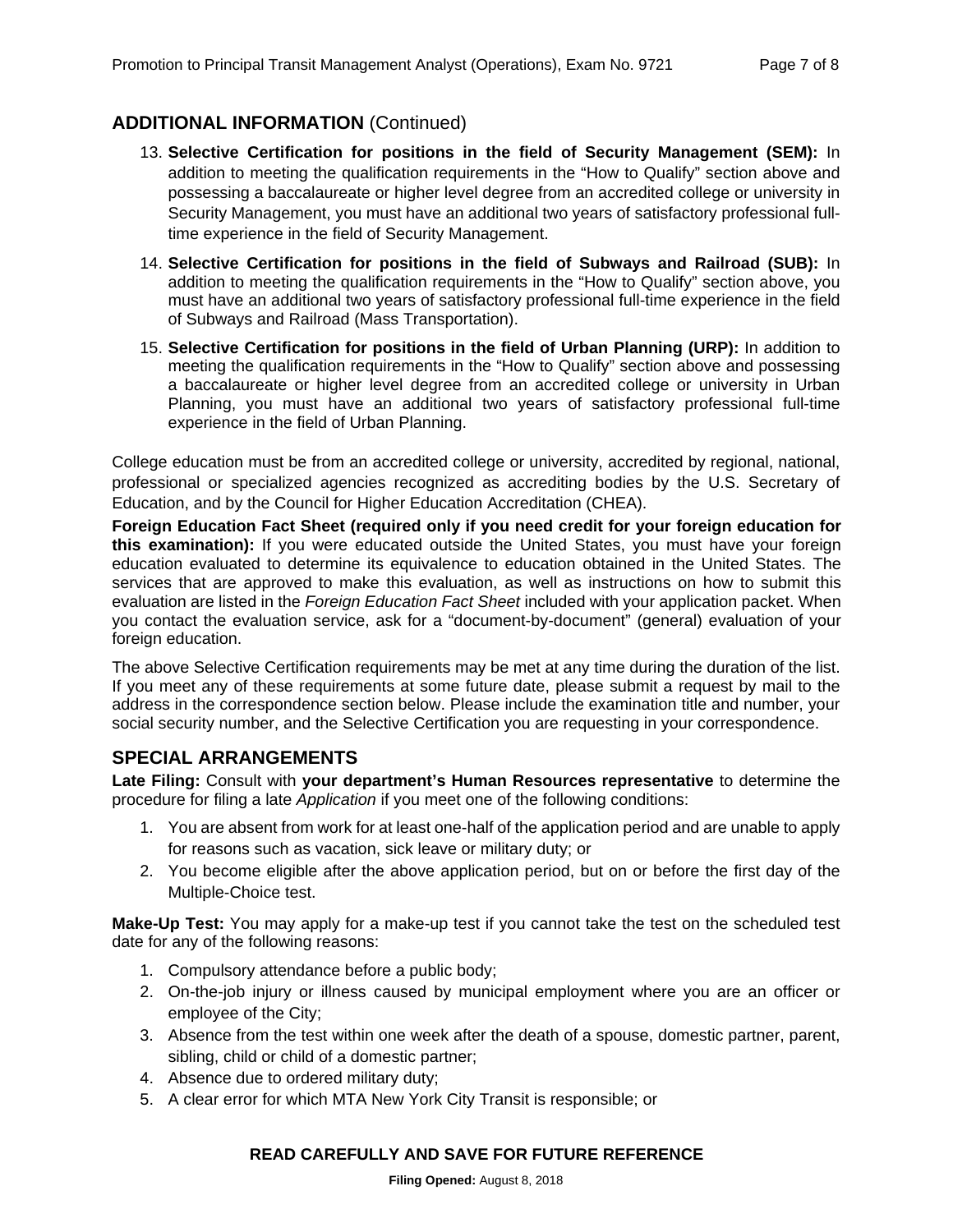## ADDITIONAL INFORMATION (Continued)

13. **Selective Certification for positions in the field of Security Management (SEM):** In addition to meeting the qualification requirements in the "How to Qualify" section above and possessing a baccalaureate or higher level degree from an accredited college or university in Security Management, you must have an additional two years of satisfactory professional full-time experience in the field of Security Management.
14. **Selective Certification for positions in the field of Subways and Railroad (SUB):** In addition to meeting the qualification requirements in the "How to Qualify" section above, you must have an additional two years of satisfactory professional full-time experience in the field of Subways and Railroad (Mass Transportation).
15. **Selective Certification for positions in the field of Urban Planning (URP):** In addition to meeting the qualification requirements in the "How to Qualify" section above and possessing a baccalaureate or higher level degree from an accredited college or university in Urban Planning, you must have an additional two years of satisfactory professional full-time experience in the field of Urban Planning.

College education must be from an accredited college or university, accredited by regional, national, professional or specialized agencies recognized as accrediting bodies by the U.S. Secretary of Education, and by the Council for Higher Education Accreditation (CHEA).

**Foreign Education Fact Sheet (required only if you need credit for your foreign education for this examination):** If you were educated outside the United States, you must have your foreign education evaluated to determine its equivalence to education obtained in the United States. The services that are approved to make this evaluation, as well as instructions on how to submit this evaluation are listed in the *Foreign Education Fact Sheet* included with your application packet. When you contact the evaluation service, ask for a "document-by-document" (general) evaluation of your foreign education.

The above Selective Certification requirements may be met at any time during the duration of the list. If you meet any of these requirements at some future date, please submit a request by mail to the address in the correspondence section below. Please include the examination title and number, your social security number, and the Selective Certification you are requesting in your correspondence.

## SPECIAL ARRANGEMENTS

**Late Filing:** Consult with **your department's Human Resources representative** to determine the procedure for filing a late *Application* if you meet one of the following conditions:

1. You are absent from work for at least one-half of the application period and are unable to apply for reasons such as vacation, sick leave or military duty; or
2. You become eligible after the above application period, but on or before the first day of the Multiple-Choice test.

**Make-Up Test:** You may apply for a make-up test if you cannot take the test on the scheduled test date for any of the following reasons:

1. Compulsory attendance before a public body;
2. On-the-job injury or illness caused by municipal employment where you are an officer or employee of the City;
3. Absence from the test within one week after the death of a spouse, domestic partner, parent, sibling, child or child of a domestic partner;
4. Absence due to ordered military duty;
5. A clear error for which MTA New York City Transit is responsible; or

**READ CAREFULLY AND SAVE FOR FUTURE REFERENCE**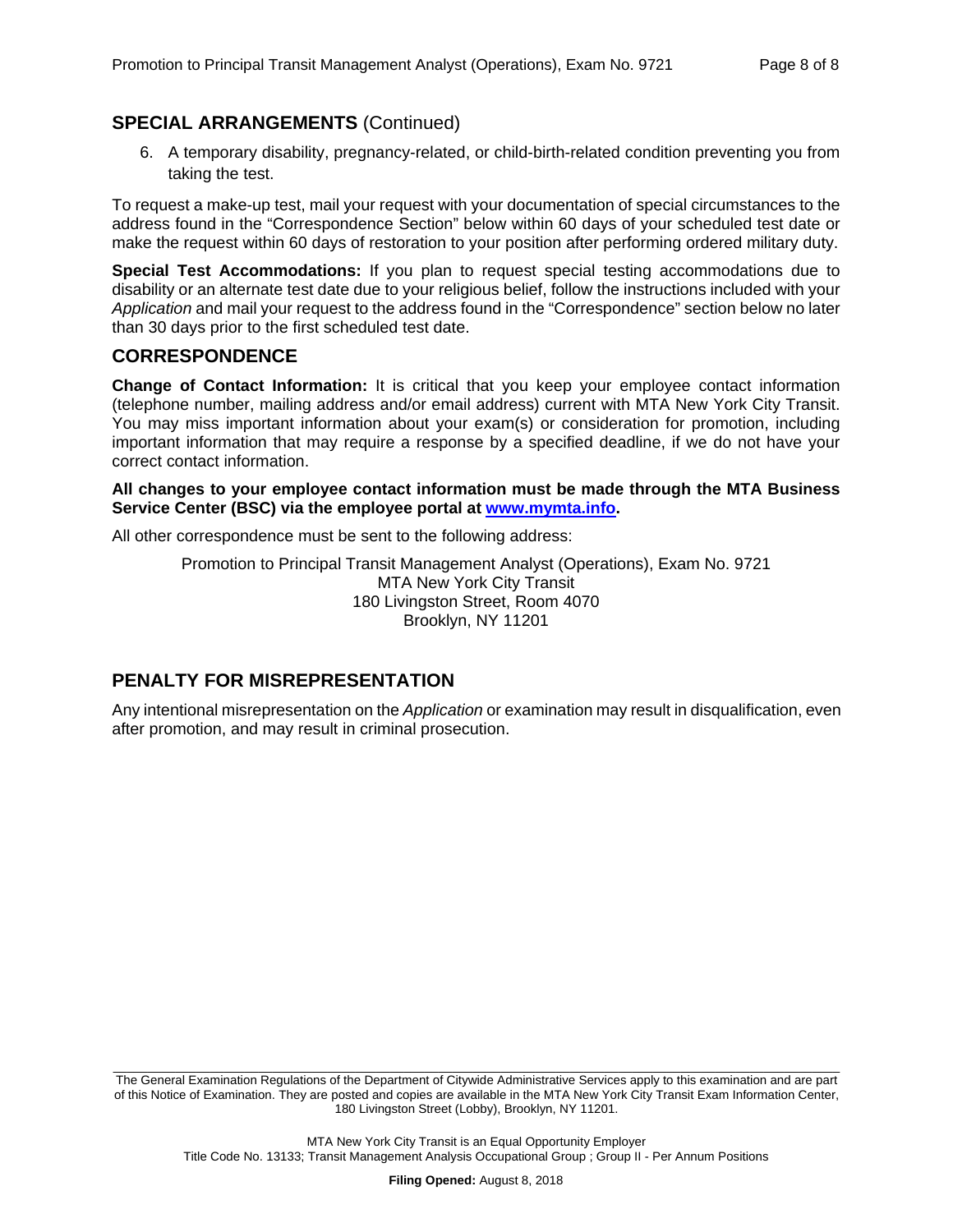## SPECIAL ARRANGEMENTS (Continued)

6. A temporary disability, pregnancy-related, or child-birth-related condition preventing you from taking the test.

To request a make-up test, mail your request with your documentation of special circumstances to the address found in the "Correspondence Section" below within 60 days of your scheduled test date or make the request within 60 days of restoration to your position after performing ordered military duty.

**Special Test Accommodations:** If you plan to request special testing accommodations due to disability or an alternate test date due to your religious belief, follow the instructions included with your *Application* and mail your request to the address found in the "Correspondence" section below no later than 30 days prior to the first scheduled test date.

## CORRESPONDENCE

**Change of Contact Information:** It is critical that you keep your employee contact information (telephone number, mailing address and/or email address) current with MTA New York City Transit. You may miss important information about your exam(s) or consideration for promotion, including important information that may require a response by a specified deadline, if we do not have your correct contact information.

**All changes to your employee contact information must be made through the MTA Business Service Center (BSC) via the employee portal at [www.mymta.info](http://www.mymta.info).**

All other correspondence must be sent to the following address:

Promotion to Principal Transit Management Analyst (Operations), Exam No. 9721
MTA New York City Transit
180 Livingston Street, Room 4070
Brooklyn, NY 11201

## PENALTY FOR MISREPRESENTATION

Any intentional misrepresentation on the *Application* or examination may result in disqualification, even after promotion, and may result in criminal prosecution.

---

The General Examination Regulations of the Department of Citywide Administrative Services apply to this examination and are part of this Notice of Examination. They are posted and copies are available in the MTA New York City Transit Exam Information Center, 180 Livingston Street (Lobby), Brooklyn, NY 11201.

MTA New York City Transit is an Equal Opportunity Employer
Title Code No. 13133; Transit Management Analysis Occupational Group ; Group II - Per Annum Positions

**Filing Opened:** August 8, 2018